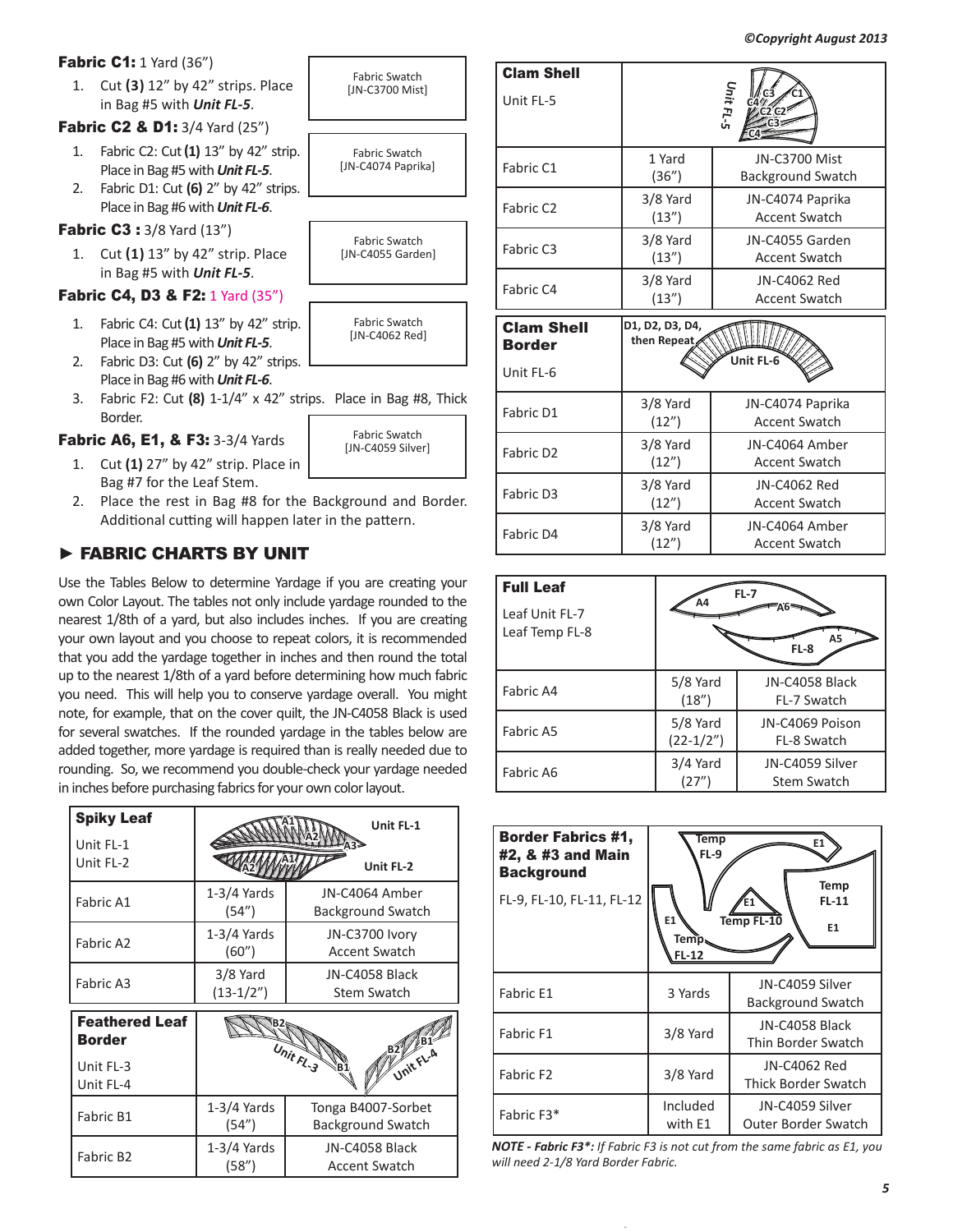©Copyright August 2013

**Fabric C1:** 1 Yard (36")

1. Cut **(3)** 12" by 42" strips. Place in Bag #5 with ***Unit FL-5***.

Fabric Swatch [JN-C3700 Mist]

**Fabric C2 & D1:** 3/4 Yard (25")

1. Fabric C2: Cut **(1)** 13" by 42" strip. Place in Bag #5 with ***Unit FL-5***.
2. Fabric D1: Cut **(6)** 2" by 42" strips. Place in Bag #6 with ***Unit FL-6***.

Fabric Swatch [JN-C4074 Paprika]

**Fabric C3 :** 3/8 Yard (13")

1. Cut **(1)** 13" by 42" strip. Place in Bag #5 with ***Unit FL-5***.

Fabric Swatch [JN-C4055 Garden]

**Fabric C4, D3 & F2:** 1 Yard (35")

1. Fabric C4: Cut **(1)** 13" by 42" strip. Place in Bag #5 with ***Unit FL-5***.
2. Fabric D3: Cut **(6)** 2" by 42" strips. Place in Bag #6 with ***Unit FL-6***.
3. Fabric F2: Cut **(8)** 1-1/4" x 42" strips. Place in Bag #8, Thick Border.

Fabric Swatch [JN-C4062 Red]

**Fabric A6, E1, & F3:** 3-3/4 Yards

1. Cut **(1)** 27" by 42" strip. Place in Bag #7 for the Leaf Stem.
2. Place the rest in Bag #8 for the Background and Border. Additional cutting will happen later in the pattern.

Fabric Swatch [JN-C4059 Silver]

## ► FABRIC CHARTS BY UNIT

Use the Tables Below to determine Yardage if you are creating your own Color Layout. The tables not only include yardage rounded to the nearest 1/8th of a yard, but also includes inches. If you are creating your own layout and you choose to repeat colors, it is recommended that you add the yardage together in inches and then round the total up to the nearest 1/8th of a yard before determining how much fabric you need. This will help you to conserve yardage overall. You might note, for example, that on the cover quilt, the JN-C4058 Black is used for several swatches. If the rounded yardage in the tables below are added together, more yardage is required than is really needed due to rounding. So, we recommend you double-check your yardage needed in inches before purchasing fabrics for your own color layout.

| **Spiky Leaf**<br>Unit FL-1<br>Unit FL-2 | Unit FL-1 / Unit FL-2 | |
|---|---|---|
| Fabric A1 | 1-3/4 Yards (54") | JN-C4064 Amber Background Swatch |
| Fabric A2 | 1-3/4 Yards (60") | JN-C3700 Ivory Accent Swatch |
| Fabric A3 | 3/8 Yard (13-1/2") | JN-C4058 Black Stem Swatch |

| **Feathered Leaf Border**<br>Unit FL-3<br>Unit FL-4 | Unit FL-3 / Unit FL-4 | |
|---|---|---|
| Fabric B1 | 1-3/4 Yards (54") | Tonga B4007-Sorbet Background Swatch |
| Fabric B2 | 1-3/4 Yards (58") | JN-C4058 Black Accent Swatch |

| **Clam Shell**<br>Unit FL-5 | Unit FL-5 | |
|---|---|---|
| Fabric C1 | 1 Yard (36") | JN-C3700 Mist Background Swatch |
| Fabric C2 | 3/8 Yard (13") | JN-C4074 Paprika Accent Swatch |
| Fabric C3 | 3/8 Yard (13") | JN-C4055 Garden Accent Swatch |
| Fabric C4 | 3/8 Yard (13") | JN-C4062 Red Accent Swatch |

| **Clam Shell Border**<br>Unit FL-6 | D1, D2, D3, D4, then Repeat — Unit FL-6 | |
|---|---|---|
| Fabric D1 | 3/8 Yard (12") | JN-C4074 Paprika Accent Swatch |
| Fabric D2 | 3/8 Yard (12") | JN-C4064 Amber Accent Swatch |
| Fabric D3 | 3/8 Yard (12") | JN-C4062 Red Accent Swatch |
| Fabric D4 | 3/8 Yard (12") | JN-C4064 Amber Accent Swatch |

| **Full Leaf**<br>Leaf Unit FL-7<br>Leaf Temp FL-8 | FL-7 / FL-8 | |
|---|---|---|
| Fabric A4 | 5/8 Yard (18") | JN-C4058 Black FL-7 Swatch |
| Fabric A5 | 5/8 Yard (22-1/2") | JN-C4069 Poison FL-8 Swatch |
| Fabric A6 | 3/4 Yard (27") | JN-C4059 Silver Stem Swatch |

| **Border Fabrics #1, #2, & #3 and Main Background**<br>FL-9, FL-10, FL-11, FL-12 | Temp FL-9 / Temp FL-10 / Temp FL-11 / Temp FL-12 | |
|---|---|---|
| Fabric E1 | 3 Yards | JN-C4059 Silver Background Swatch |
| Fabric F1 | 3/8 Yard | JN-C4058 Black Thin Border Swatch |
| Fabric F2 | 3/8 Yard | JN-C4062 Red Thick Border Swatch |
| Fabric F3* | Included with E1 | JN-C4059 Silver Outer Border Swatch |

***NOTE - Fabric F3\*:*** *If Fabric F3 is not cut from the same fabric as E1, you will need 2-1/8 Yard Border Fabric.*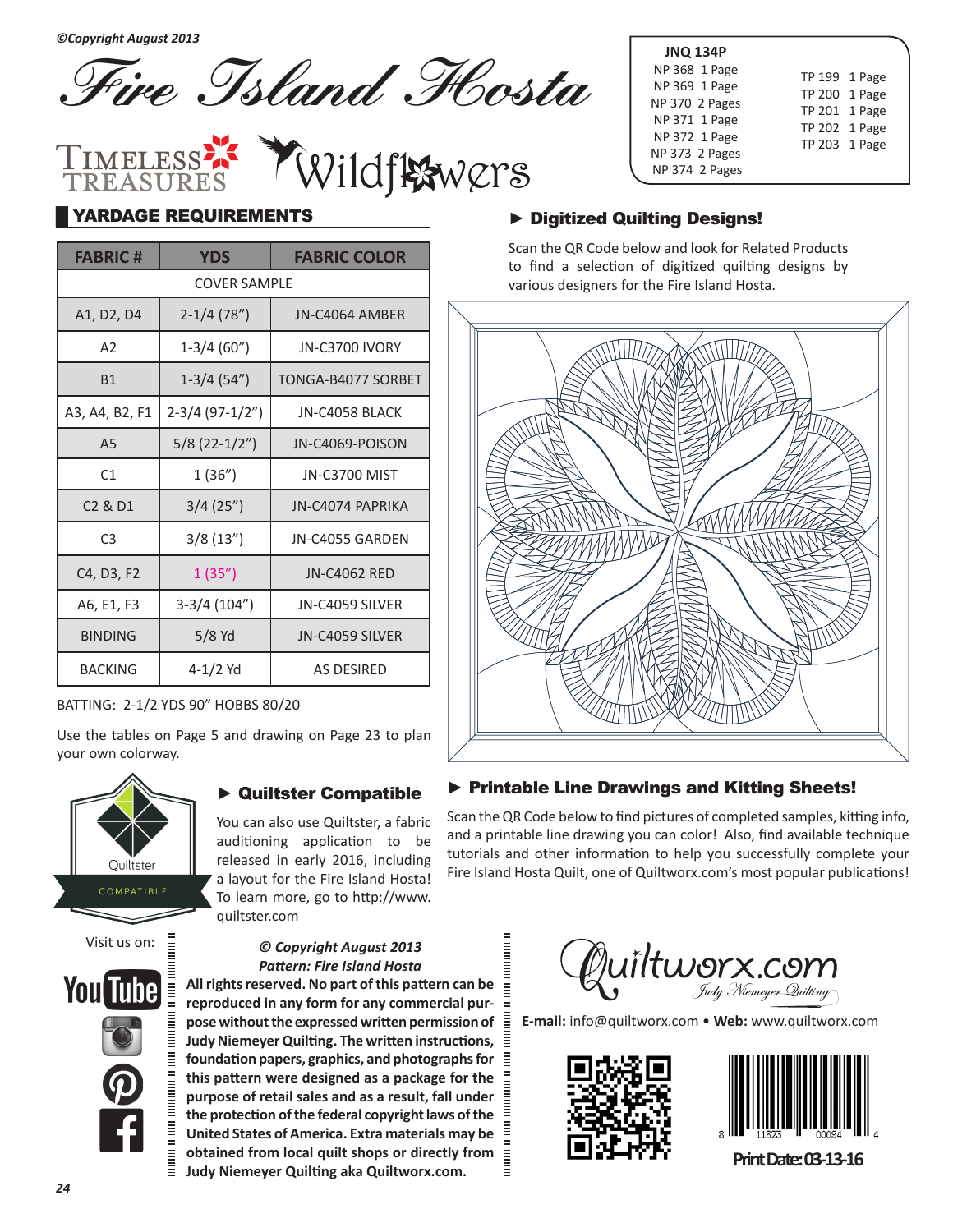©Copyright August 2013

# Fire Island Hosta

Timeless Treasures · Wildflowers

| JNQ 134P | |
|---|---|
| NP 368 1 Page | TP 199 1 Page |
| NP 369 1 Page | TP 200 1 Page |
| NP 370 2 Pages | TP 201 1 Page |
| NP 371 1 Page | TP 202 1 Page |
| NP 372 1 Page | TP 203 1 Page |
| NP 373 2 Pages | |
| NP 374 2 Pages | |

## YARDAGE REQUIREMENTS

| FABRIC # | YDS | FABRIC COLOR |
|---|---|---|
| COVER SAMPLE | | |
| A1, D2, D4 | 2-1/4 (78") | JN-C4064 AMBER |
| A2 | 1-3/4 (60") | JN-C3700 IVORY |
| B1 | 1-3/4 (54") | TONGA-B4077 SORBET |
| A3, A4, B2, F1 | 2-3/4 (97-1/2") | JN-C4058 BLACK |
| A5 | 5/8 (22-1/2") | JN-C4069-POISON |
| C1 | 1 (36") | JN-C3700 MIST |
| C2 & D1 | 3/4 (25") | JN-C4074 PAPRIKA |
| C3 | 3/8 (13") | JN-C4055 GARDEN |
| C4, D3, F2 | 1 (35") | JN-C4062 RED |
| A6, E1, F3 | 3-3/4 (104") | JN-C4059 SILVER |
| BINDING | 5/8 Yd | JN-C4059 SILVER |
| BACKING | 4-1/2 Yd | AS DESIRED |

BATTING: 2-1/2 YDS 90" HOBBS 80/20

Use the tables on Page 5 and drawing on Page 23 to plan your own colorway.

### ► Digitized Quilting Designs!

Scan the QR Code below and look for Related Products to find a selection of digitized quilting designs by various designers for the Fire Island Hosta.

### ► Quiltster Compatible

Quiltster COMPATIBLE

You can also use Quiltster, a fabric auditioning application to be released in early 2016, including a layout for the Fire Island Hosta! To learn more, go to http://www.quiltster.com

### ► Printable Line Drawings and Kitting Sheets!

Scan the QR Code below to find pictures of completed samples, kitting info, and a printable line drawing you can color! Also, find available technique tutorials and other information to help you successfully complete your Fire Island Hosta Quilt, one of Quiltworx.com's most popular publications!

Visit us on:

*© Copyright August 2013*
*Pattern: Fire Island Hosta*

**All rights reserved. No part of this pattern can be reproduced in any form for any commercial purpose without the expressed written permission of Judy Niemeyer Quilting. The written instructions, foundation papers, graphics, and photographs for this pattern were designed as a package for the purpose of retail sales and as a result, fall under the protection of the federal copyright laws of the United States of America. Extra materials may be obtained from local quilt shops or directly from Judy Niemeyer Quilting aka Quiltworx.com.**

Quiltworx.com
Judy Niemeyer Quilting

**E-mail:** info@quiltworx.com • **Web:** www.quiltworx.com

8 11823 00094 4

Print Date: 03-13-16